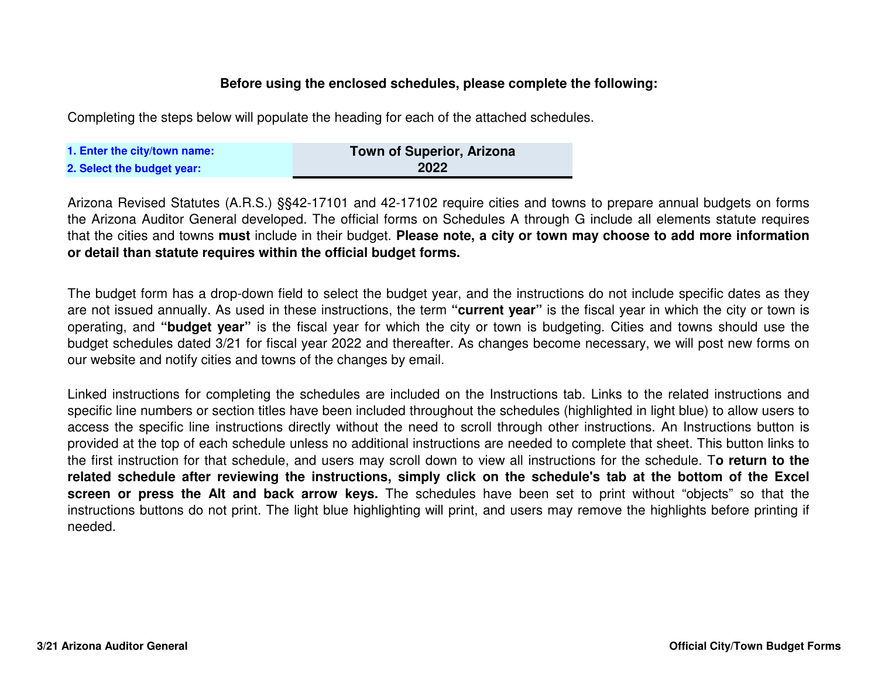**Before using the enclosed schedules, please complete the following:**

Completing the steps below will populate the heading for each of the attached schedules.

| | |
|---|---|
| **1. Enter the city/town name:** | **Town of Superior, Arizona** |
| **2. Select the budget year:** | **2022** |

Arizona Revised Statutes (A.R.S.) §§42-17101 and 42-17102 require cities and towns to prepare annual budgets on forms the Arizona Auditor General developed. The official forms on Schedules A through G include all elements statute requires that the cities and towns **must** include in their budget. **Please note, a city or town may choose to add more information or detail than statute requires within the official budget forms.**

The budget form has a drop-down field to select the budget year, and the instructions do not include specific dates as they are not issued annually. As used in these instructions, the term **"current year"** is the fiscal year in which the city or town is operating, and **"budget year"** is the fiscal year for which the city or town is budgeting. Cities and towns should use the budget schedules dated 3/21 for fiscal year 2022 and thereafter. As changes become necessary, we will post new forms on our website and notify cities and towns of the changes by email.

Linked instructions for completing the schedules are included on the Instructions tab. Links to the related instructions and specific line numbers or section titles have been included throughout the schedules (highlighted in light blue) to allow users to access the specific line instructions directly without the need to scroll through other instructions. An Instructions button is provided at the top of each schedule unless no additional instructions are needed to complete that sheet. This button links to the first instruction for that schedule, and users may scroll down to view all instructions for the schedule. T**o return to the related schedule after reviewing the instructions, simply click on the schedule's tab at the bottom of the Excel screen or press the Alt and back arrow keys.** The schedules have been set to print without "objects" so that the instructions buttons do not print. The light blue highlighting will print, and users may remove the highlights before printing if needed.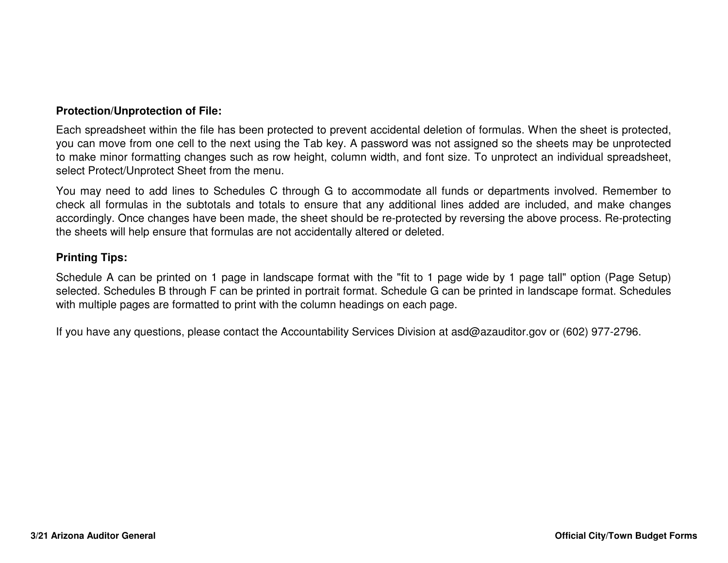**Protection/Unprotection of File:**

Each spreadsheet within the file has been protected to prevent accidental deletion of formulas. When the sheet is protected, you can move from one cell to the next using the Tab key. A password was not assigned so the sheets may be unprotected to make minor formatting changes such as row height, column width, and font size. To unprotect an individual spreadsheet, select Protect/Unprotect Sheet from the menu.

You may need to add lines to Schedules C through G to accommodate all funds or departments involved. Remember to check all formulas in the subtotals and totals to ensure that any additional lines added are included, and make changes accordingly. Once changes have been made, the sheet should be re-protected by reversing the above process. Re-protecting the sheets will help ensure that formulas are not accidentally altered or deleted.

**Printing Tips:**

Schedule A can be printed on 1 page in landscape format with the "fit to 1 page wide by 1 page tall" option (Page Setup) selected. Schedules B through F can be printed in portrait format. Schedule G can be printed in landscape format. Schedules with multiple pages are formatted to print with the column headings on each page.

If you have any questions, please contact the Accountability Services Division at asd@azauditor.gov or (602) 977-2796.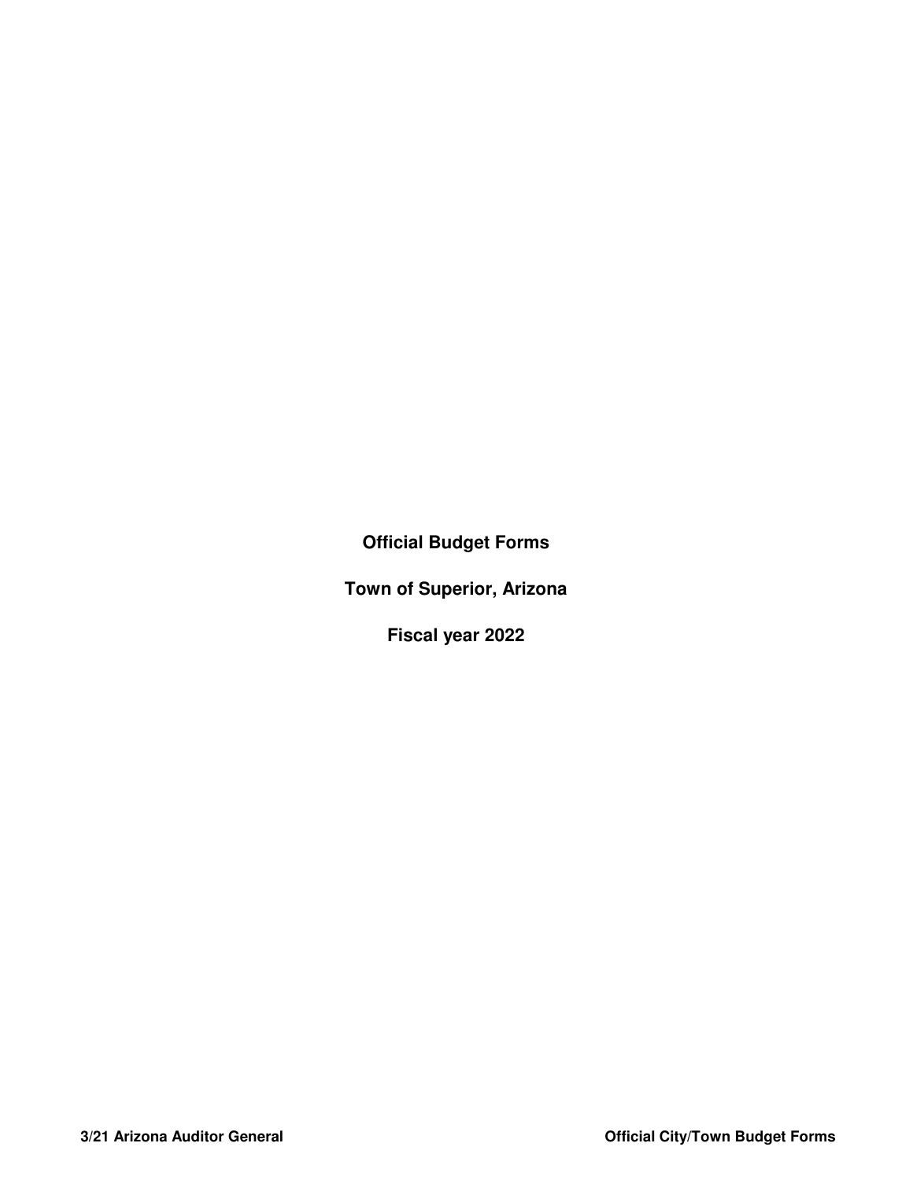# Official Budget Forms

# Town of Superior, Arizona

# Fiscal year 2022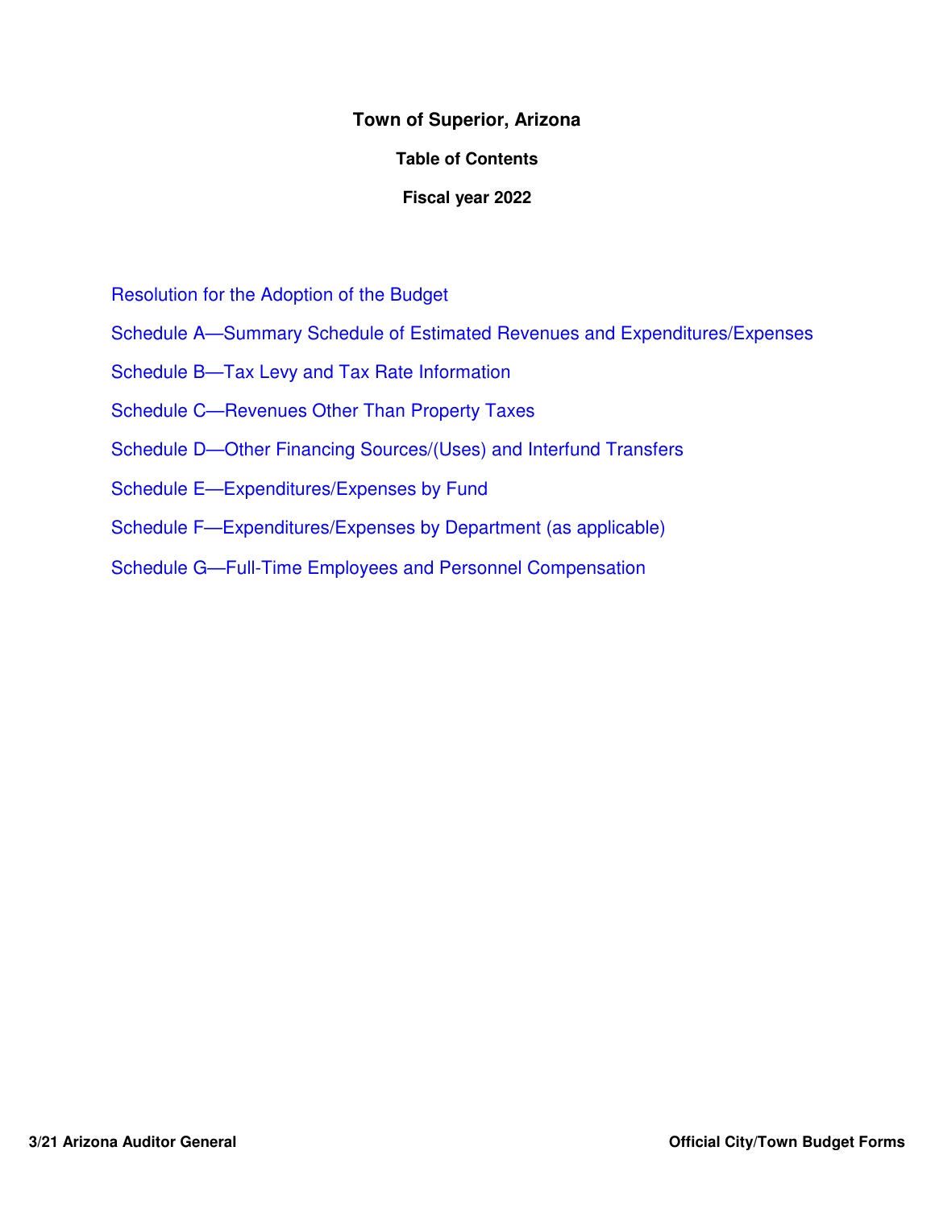# Town of Superior, Arizona

## Table of Contents

### Fiscal year 2022

- Resolution for the Adoption of the Budget
- Schedule A—Summary Schedule of Estimated Revenues and Expenditures/Expenses
- Schedule B—Tax Levy and Tax Rate Information
- Schedule C—Revenues Other Than Property Taxes
- Schedule D—Other Financing Sources/(Uses) and Interfund Transfers
- Schedule E—Expenditures/Expenses by Fund
- Schedule F—Expenditures/Expenses by Department (as applicable)
- Schedule G—Full-Time Employees and Personnel Compensation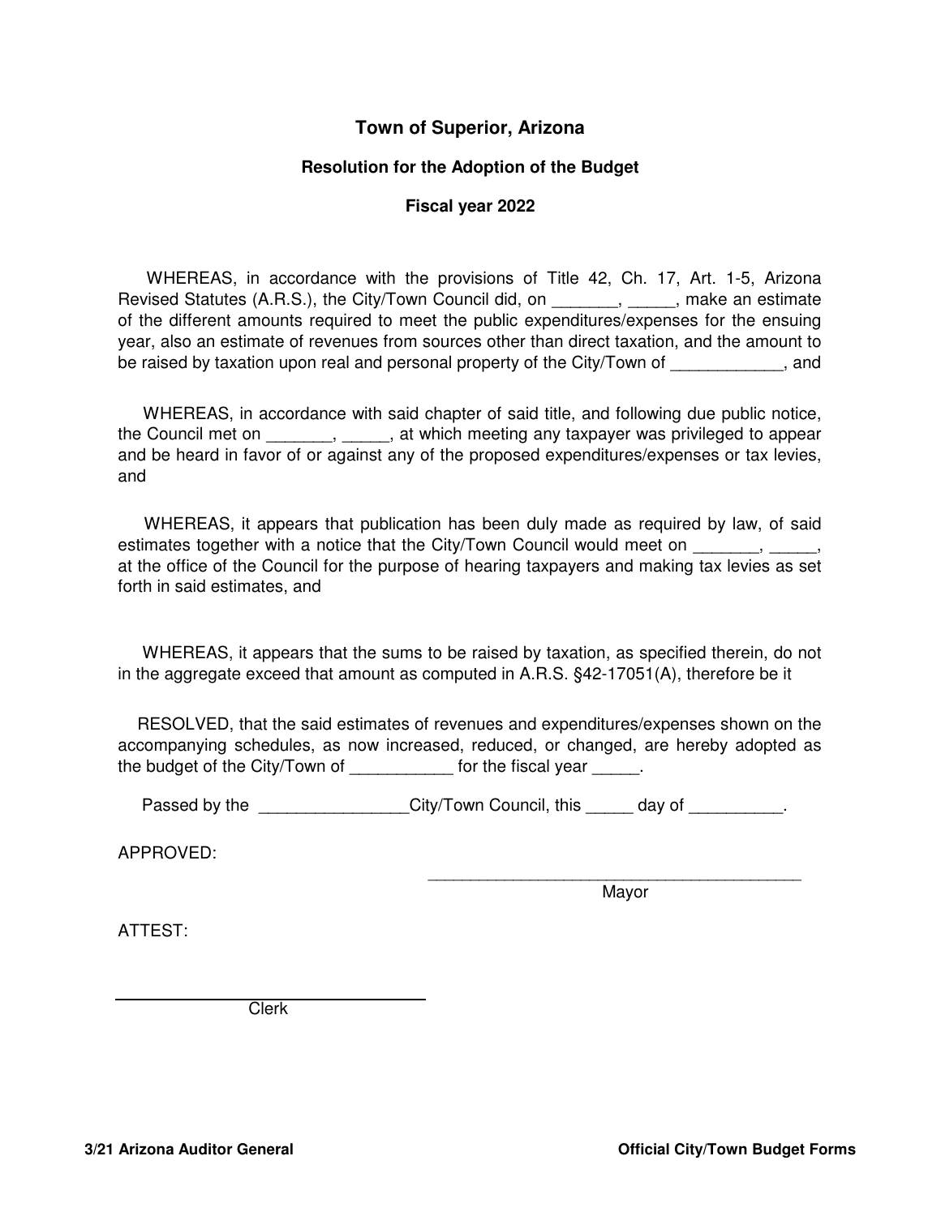# Town of Superior, Arizona

## Resolution for the Adoption of the Budget

## Fiscal year 2022

WHEREAS, in accordance with the provisions of Title 42, Ch. 17, Art. 1-5, Arizona Revised Statutes (A.R.S.), the City/Town Council did, on _______, _____, make an estimate of the different amounts required to meet the public expenditures/expenses for the ensuing year, also an estimate of revenues from sources other than direct taxation, and the amount to be raised by taxation upon real and personal property of the City/Town of ____________, and

WHEREAS, in accordance with said chapter of said title, and following due public notice, the Council met on _______, _____, at which meeting any taxpayer was privileged to appear and be heard in favor of or against any of the proposed expenditures/expenses or tax levies, and

WHEREAS, it appears that publication has been duly made as required by law, of said estimates together with a notice that the City/Town Council would meet on _______, _____, at the office of the Council for the purpose of hearing taxpayers and making tax levies as set forth in said estimates, and

WHEREAS, it appears that the sums to be raised by taxation, as specified therein, do not in the aggregate exceed that amount as computed in A.R.S. §42-17051(A), therefore be it

RESOLVED, that the said estimates of revenues and expenditures/expenses shown on the accompanying schedules, as now increased, reduced, or changed, are hereby adopted as the budget of the City/Town of ___________ for the fiscal year _____.

Passed by the ________________City/Town Council, this _____ day of __________.

APPROVED:

__________________________________________
Mayor

ATTEST:

__________________________________
Clerk

3/21 Arizona Auditor General — Official City/Town Budget Forms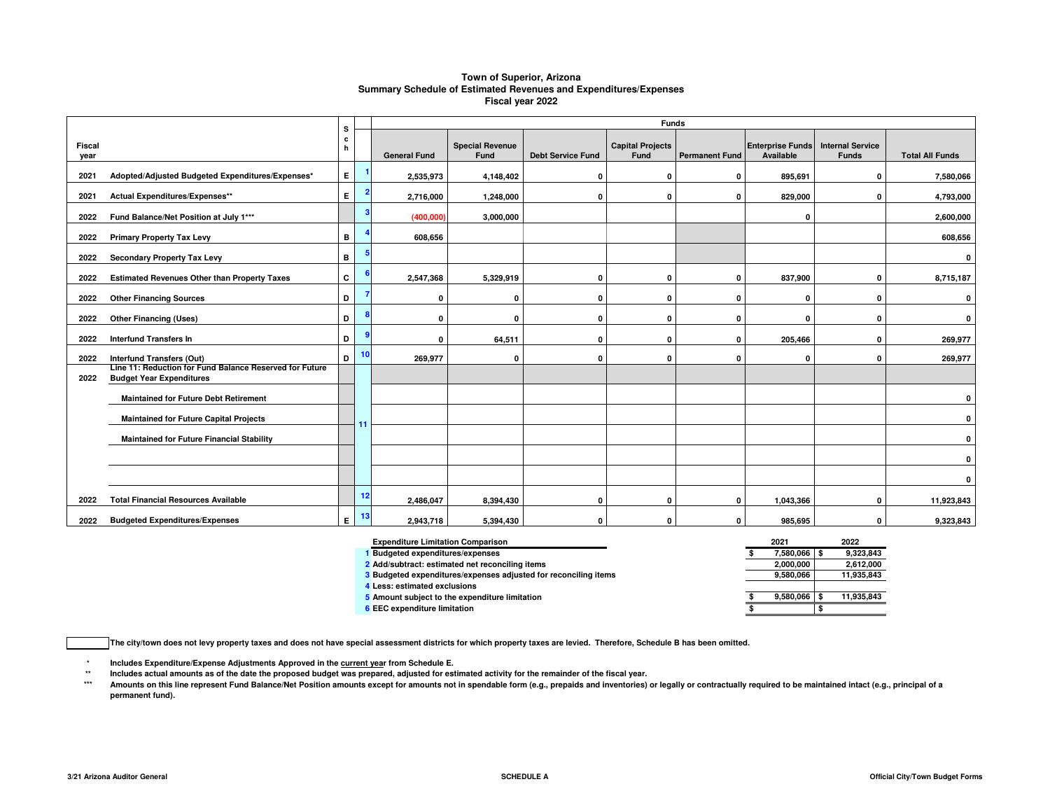# Town of Superior, Arizona
## Summary Schedule of Estimated Revenues and Expenditures/Expenses
## Fiscal year 2022

| Fiscal year | | Sch | | General Fund | Special Revenue Fund | Debt Service Fund | Capital Projects Fund | Permanent Fund | Enterprise Funds Available | Internal Service Funds | Total All Funds |
|---|---|---|---|---|---|---|---|---|---|---|---|
| | | | | **Funds** | | | | | | | |
| 2021 | Adopted/Adjusted Budgeted Expenditures/Expenses* | E | 1 | 2,535,973 | 4,148,402 | 0 | 0 | 0 | 895,691 | 0 | 7,580,066 |
| 2021 | Actual Expenditures/Expenses** | E | 2 | 2,716,000 | 1,248,000 | 0 | 0 | 0 | 829,000 | 0 | 4,793,000 |
| 2022 | Fund Balance/Net Position at July 1*** | | 3 | (400,000) | 3,000,000 | | | | 0 | | 2,600,000 |
| 2022 | Primary Property Tax Levy | B | 4 | 608,656 | | | | | | | 608,656 |
| 2022 | Secondary Property Tax Levy | B | 5 | | | | | | | | 0 |
| 2022 | Estimated Revenues Other than Property Taxes | C | 6 | 2,547,368 | 5,329,919 | 0 | 0 | 0 | 837,900 | 0 | 8,715,187 |
| 2022 | Other Financing Sources | D | 7 | 0 | 0 | 0 | 0 | 0 | 0 | 0 | 0 |
| 2022 | Other Financing (Uses) | D | 8 | 0 | 0 | 0 | 0 | 0 | 0 | 0 | 0 |
| 2022 | Interfund Transfers In | D | 9 | 0 | 64,511 | 0 | 0 | 0 | 205,466 | 0 | 269,977 |
| 2022 | Interfund Transfers (Out) | D | 10 | 269,977 | 0 | 0 | 0 | 0 | 0 | 0 | 269,977 |
| 2022 | Line 11: Reduction for Fund Balance Reserved for Future Budget Year Expenditures | | 11 | | | | | | | | |
| | Maintained for Future Debt Retirement | | | | | | | | | | 0 |
| | Maintained for Future Capital Projects | | | | | | | | | | 0 |
| | Maintained for Future Financial Stability | | | | | | | | | | 0 |
| | | | | | | | | | | | 0 |
| | | | | | | | | | | | 0 |
| 2022 | Total Financial Resources Available | | 12 | 2,486,047 | 8,394,430 | 0 | 0 | 0 | 1,043,366 | 0 | 11,923,843 |
| 2022 | Budgeted Expenditures/Expenses | E | 13 | 2,943,718 | 5,394,430 | 0 | 0 | 0 | 985,695 | 0 | 9,323,843 |

| Expenditure Limitation Comparison | 2021 | 2022 |
|---|---|---|
| 1 Budgeted expenditures/expenses | $ 7,580,066 | $ 9,323,843 |
| 2 Add/subtract: estimated net reconciling items | 2,000,000 | 2,612,000 |
| 3 Budgeted expenditures/expenses adjusted for reconciling items | 9,580,066 | 11,935,843 |
| 4 Less: estimated exclusions | | |
| 5 Amount subject to the expenditure limitation | $ 9,580,066 | $ 11,935,843 |
| 6 EEC expenditure limitation | $ | $ |

☐ The city/town does not levy property taxes and does not have special assessment districts for which property taxes are levied. Therefore, Schedule B has been omitted.

\* Includes Expenditure/Expense Adjustments Approved in the current year from Schedule E.

\** Includes actual amounts as of the date the proposed budget was prepared, adjusted for estimated activity for the remainder of the fiscal year.

\*** Amounts on this line represent Fund Balance/Net Position amounts except for amounts not in spendable form (e.g., prepaids and inventories) or legally or contractually required to be maintained intact (e.g., principal of a permanent fund).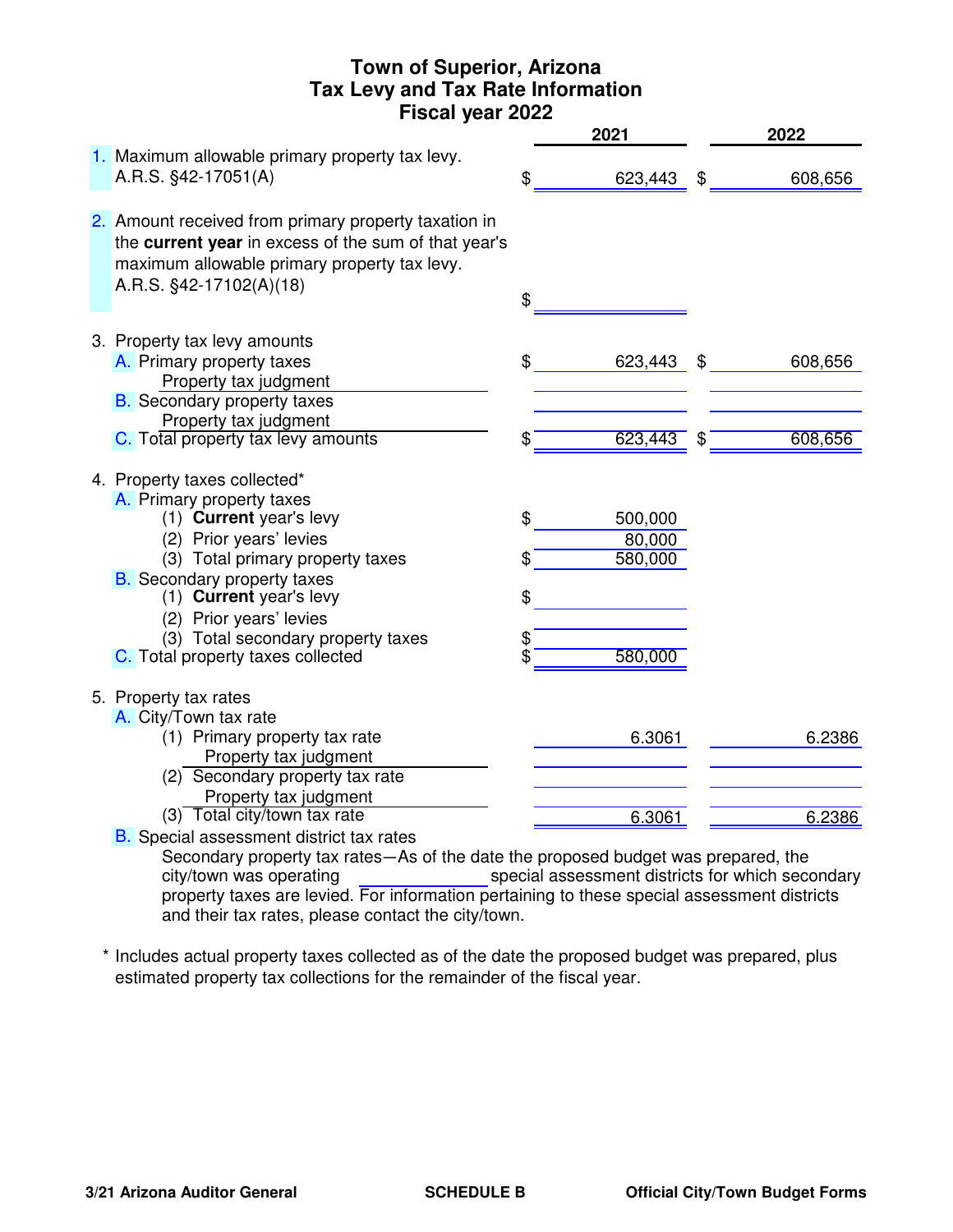# Town of Superior, Arizona
## Tax Levy and Tax Rate Information
## Fiscal year 2022

| | 2021 | 2022 |
|---|---|---|
| 1. Maximum allowable primary property tax levy. A.R.S. §42-17051(A) | $ 623,443 | $ 608,656 |
| 2. Amount received from primary property taxation in the **current year** in excess of the sum of that year's maximum allowable primary property tax levy. A.R.S. §42-17102(A)(18) | $ | |
| 3. Property tax levy amounts | | |
| A. Primary property taxes | $ 623,443 | $ 608,656 |
| Property tax judgment | | |
| B. Secondary property taxes | | |
| Property tax judgment | | |
| C. Total property tax levy amounts | $ 623,443 | $ 608,656 |
| 4. Property taxes collected* | | |
| A. Primary property taxes | | |
| (1) **Current** year's levy | $ 500,000 | |
| (2) Prior years' levies | 80,000 | |
| (3) Total primary property taxes | $ 580,000 | |
| B. Secondary property taxes | | |
| (1) **Current** year's levy | $ | |
| (2) Prior years' levies | | |
| (3) Total secondary property taxes | $ | |
| C. Total property taxes collected | $ 580,000 | |
| 5. Property tax rates | | |
| A. City/Town tax rate | | |
| (1) Primary property tax rate | 6.3061 | 6.2386 |
| Property tax judgment | | |
| (2) Secondary property tax rate | | |
| Property tax judgment | | |
| (3) Total city/town tax rate | 6.3061 | 6.2386 |

B. Special assessment district tax rates

Secondary property tax rates—As of the date the proposed budget was prepared, the city/town was operating \_\_\_\_\_\_\_\_\_\_ special assessment districts for which secondary property taxes are levied. For information pertaining to these special assessment districts and their tax rates, please contact the city/town.

\* Includes actual property taxes collected as of the date the proposed budget was prepared, plus estimated property tax collections for the remainder of the fiscal year.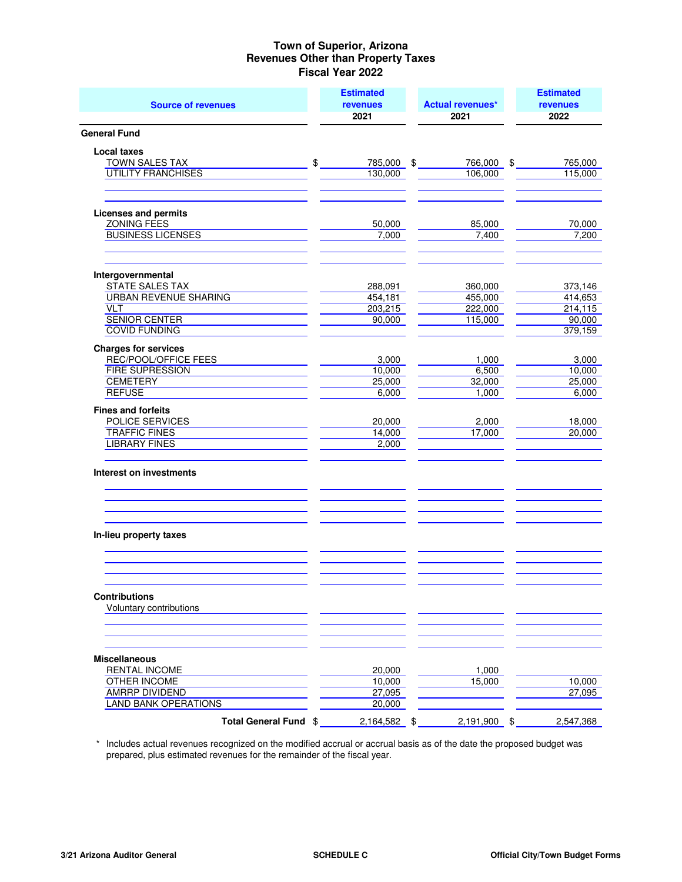# Town of Superior, Arizona
## Revenues Other than Property Taxes
## Fiscal Year 2022

| Source of revenues | Estimated revenues 2021 | Actual revenues* 2021 | Estimated revenues 2022 |
|---|---|---|---|
| **General Fund** | | | |
| **Local taxes** | | | |
| TOWN SALES TAX | $ 785,000 | $ 766,000 | $ 765,000 |
| UTILITY FRANCHISES | 130,000 | 106,000 | 115,000 |
| **Licenses and permits** | | | |
| ZONING FEES | 50,000 | 85,000 | 70,000 |
| BUSINESS LICENSES | 7,000 | 7,400 | 7,200 |
| **Intergovernmental** | | | |
| STATE SALES TAX | 288,091 | 360,000 | 373,146 |
| URBAN REVENUE SHARING | 454,181 | 455,000 | 414,653 |
| VLT | 203,215 | 222,000 | 214,115 |
| SENIOR CENTER | 90,000 | 115,000 | 90,000 |
| COVID FUNDING | | | 379,159 |
| **Charges for services** | | | |
| REC/POOL/OFFICE FEES | 3,000 | 1,000 | 3,000 |
| FIRE SUPRESSION | 10,000 | 6,500 | 10,000 |
| CEMETERY | 25,000 | 32,000 | 25,000 |
| REFUSE | 6,000 | 1,000 | 6,000 |
| **Fines and forfeits** | | | |
| POLICE SERVICES | 20,000 | 2,000 | 18,000 |
| TRAFFIC FINES | 14,000 | 17,000 | 20,000 |
| LIBRARY FINES | 2,000 | | |
| **Interest on investments** | | | |
| **In-lieu property taxes** | | | |
| **Contributions** | | | |
| Voluntary contributions | | | |
| **Miscellaneous** | | | |
| RENTAL INCOME | 20,000 | 1,000 | |
| OTHER INCOME | 10,000 | 15,000 | 10,000 |
| AMRRP DIVIDEND | 27,095 | | 27,095 |
| LAND BANK OPERATIONS | 20,000 | | |
| **Total General Fund** | $ 2,164,582 | $ 2,191,900 | $ 2,547,368 |

\* Includes actual revenues recognized on the modified accrual or accrual basis as of the date the proposed budget was prepared, plus estimated revenues for the remainder of the fiscal year.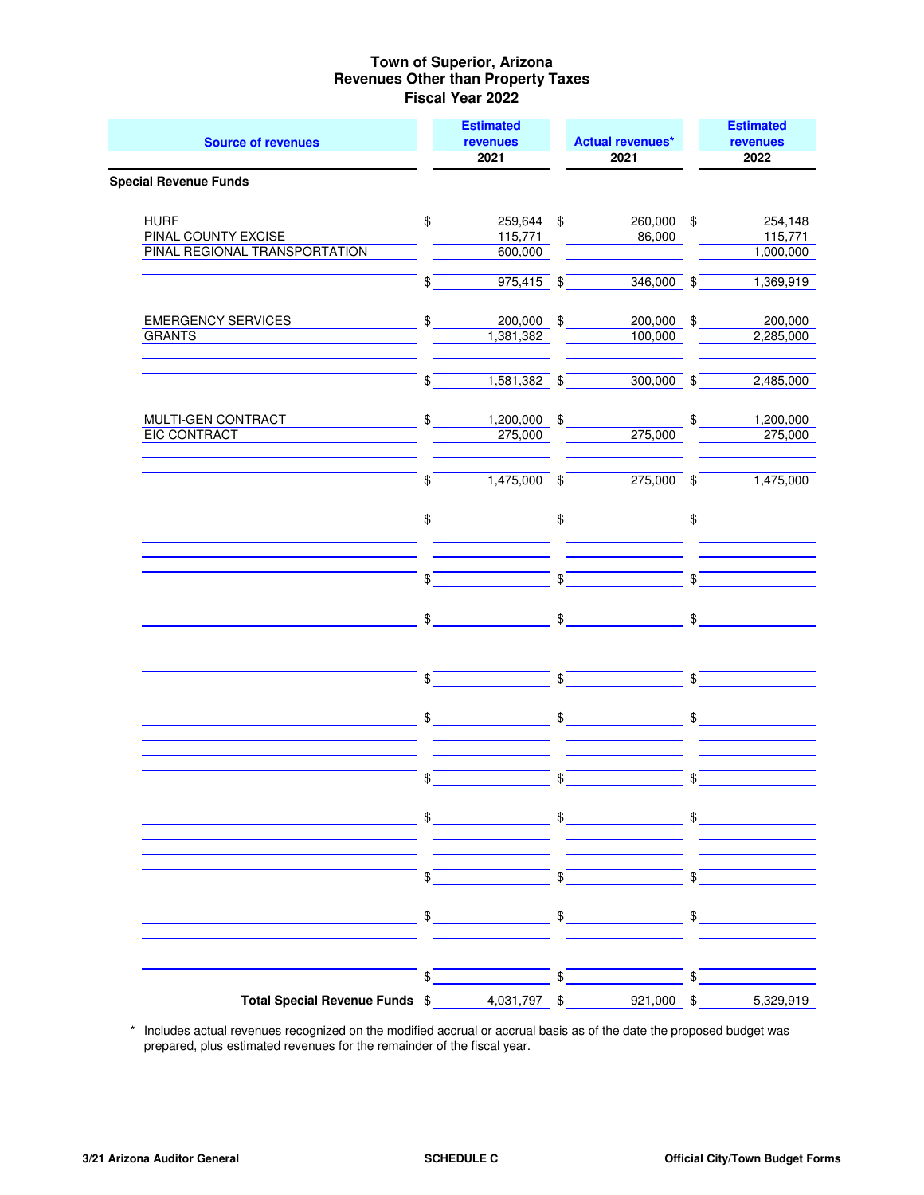# Town of Superior, Arizona
## Revenues Other than Property Taxes
### Fiscal Year 2022

| Source of revenues | Estimated revenues 2021 | Actual revenues* 2021 | Estimated revenues 2022 |
|---|---|---|---|
| **Special Revenue Funds** | | | |
| HURF | $ 259,644 | $ 260,000 | $ 254,148 |
| PINAL COUNTY EXCISE | 115,771 | 86,000 | 115,771 |
| PINAL REGIONAL TRANSPORTATION | 600,000 | | 1,000,000 |
| | $ 975,415 | $ 346,000 | $ 1,369,919 |
| EMERGENCY SERVICES | $ 200,000 | $ 200,000 | $ 200,000 |
| GRANTS | 1,381,382 | 100,000 | 2,285,000 |
| | $ 1,581,382 | $ 300,000 | $ 2,485,000 |
| MULTI-GEN CONTRACT | $ 1,200,000 | $ | $ 1,200,000 |
| EIC CONTRACT | 275,000 | 275,000 | 275,000 |
| | $ 1,475,000 | $ 275,000 | $ 1,475,000 |
| **Total Special Revenue Funds** | $ 4,031,797 | $ 921,000 | $ 5,329,919 |

\* Includes actual revenues recognized on the modified accrual or accrual basis as of the date the proposed budget was prepared, plus estimated revenues for the remainder of the fiscal year.

3/21 Arizona Auditor General | SCHEDULE C | Official City/Town Budget Forms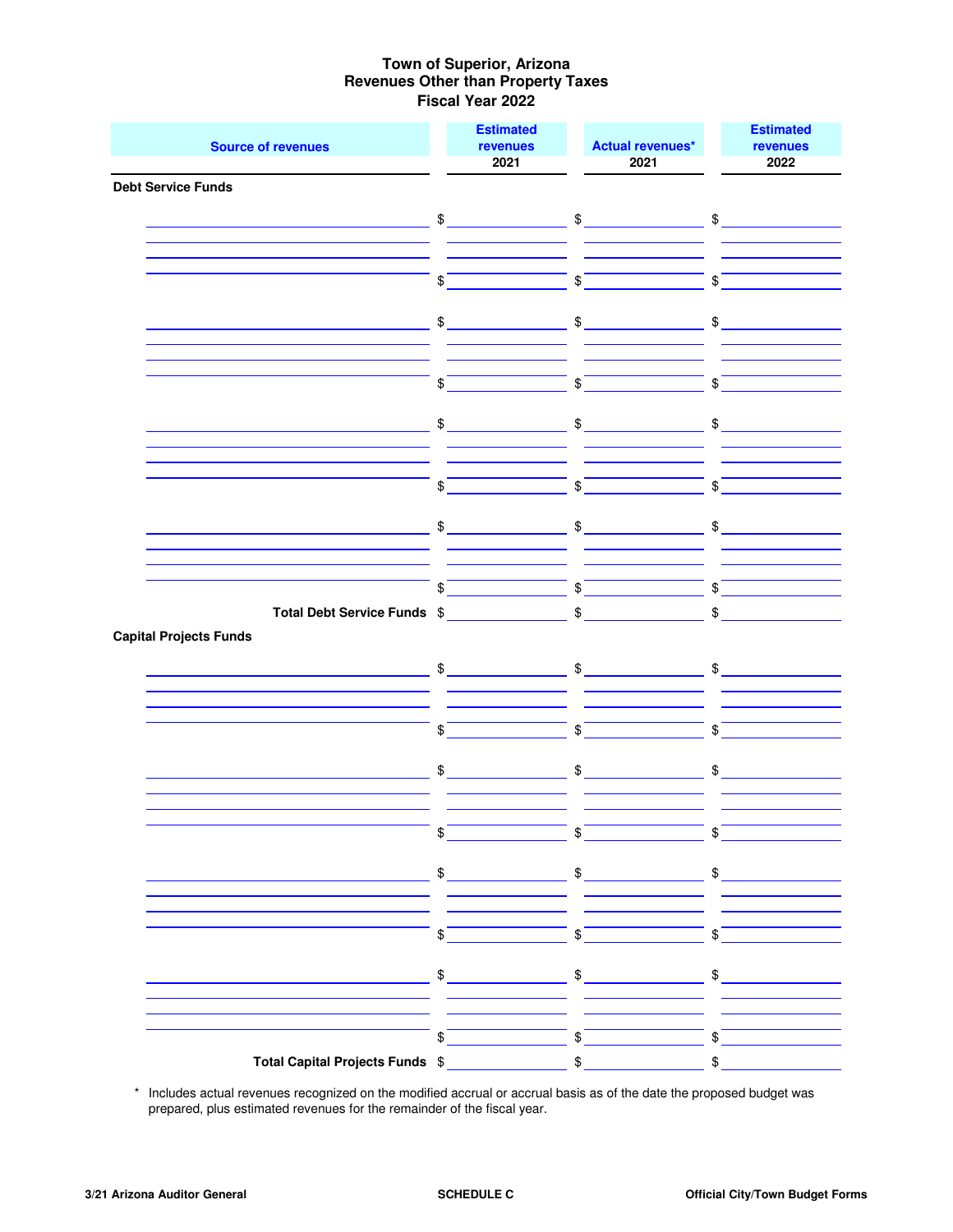# Town of Superior, Arizona
## Revenues Other than Property Taxes
### Fiscal Year 2022

| Source of revenues | Estimated revenues 2021 | Actual revenues* 2021 | Estimated revenues 2022 |
|---|---|---|---|
| **Debt Service Funds** | | | |
| | $ | $ | $ |
| | | | |
| | | | |
| | | | |
| | $ | $ | $ |
| | $ | $ | $ |
| | | | |
| | | | |
| | | | |
| | $ | $ | $ |
| | $ | $ | $ |
| | | | |
| | | | |
| | | | |
| | $ | $ | $ |
| | $ | $ | $ |
| | | | |
| | | | |
| | | | |
| | $ | $ | $ |
| **Total Debt Service Funds** | $ | $ | $ |
| **Capital Projects Funds** | | | |
| | $ | $ | $ |
| | | | |
| | | | |
| | | | |
| | $ | $ | $ |
| | $ | $ | $ |
| | | | |
| | | | |
| | | | |
| | $ | $ | $ |
| | $ | $ | $ |
| | | | |
| | | | |
| | | | |
| | $ | $ | $ |
| | $ | $ | $ |
| | | | |
| | | | |
| | | | |
| | $ | $ | $ |
| **Total Capital Projects Funds** | $ | $ | $ |

\* Includes actual revenues recognized on the modified accrual or accrual basis as of the date the proposed budget was prepared, plus estimated revenues for the remainder of the fiscal year.

3/21 Arizona Auditor General | SCHEDULE C | Official City/Town Budget Forms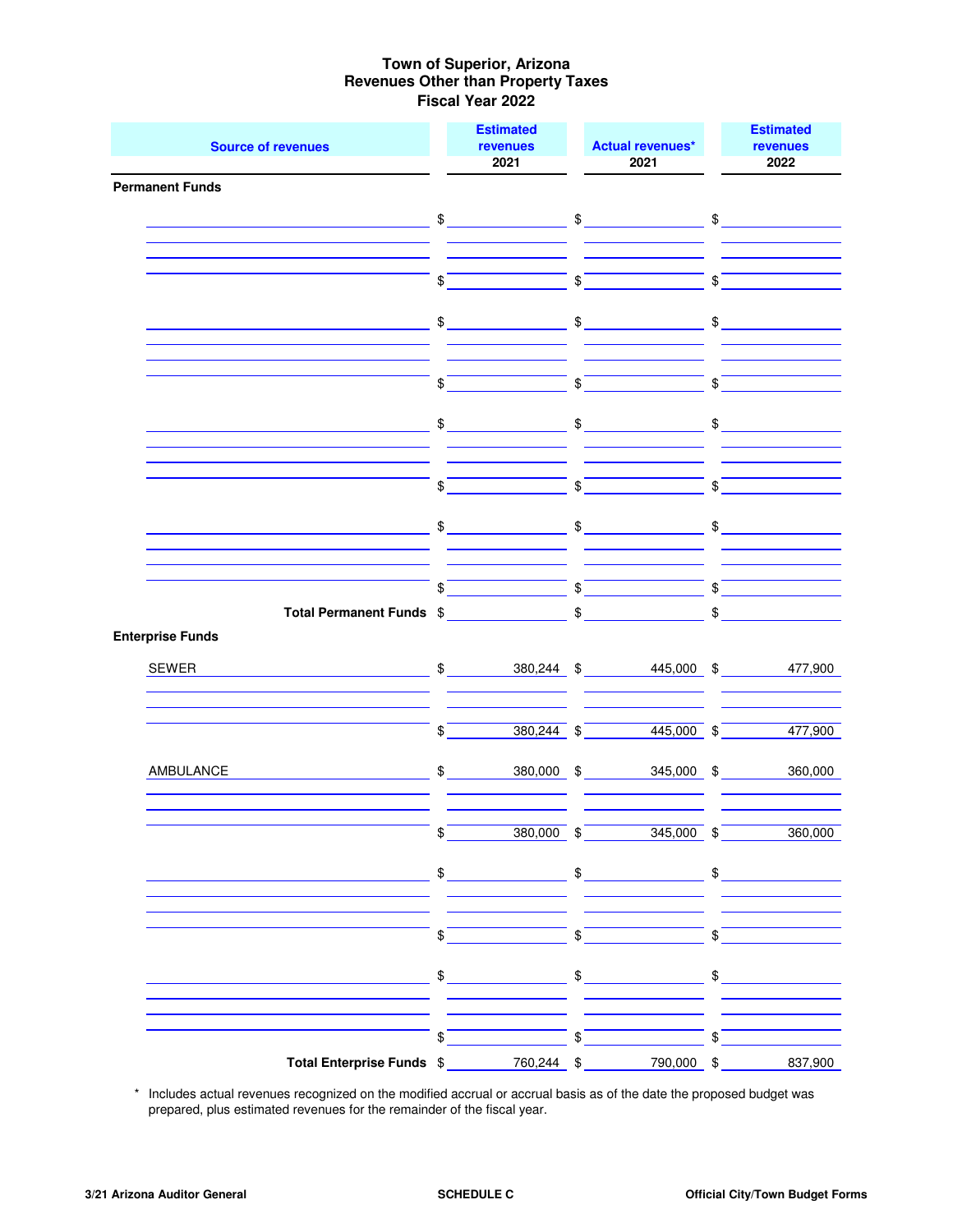# Town of Superior, Arizona
## Revenues Other than Property Taxes
### Fiscal Year 2022

| Source of revenues | Estimated revenues 2021 | Actual revenues* 2021 | Estimated revenues 2022 |
|---|---|---|---|
| **Permanent Funds** | | | |
| | $ | $ | $ |
| | $ | $ | $ |
| | $ | $ | $ |
| | $ | $ | $ |
| | $ | $ | $ |
| | $ | $ | $ |
| | $ | $ | $ |
| | $ | $ | $ |
| **Total Permanent Funds** | $ | $ | $ |
| **Enterprise Funds** | | | |
| SEWER | $ 380,244 | $ 445,000 | $ 477,900 |
| | $ 380,244 | $ 445,000 | $ 477,900 |
| AMBULANCE | $ 380,000 | $ 345,000 | $ 360,000 |
| | $ 380,000 | $ 345,000 | $ 360,000 |
| | $ | $ | $ |
| | $ | $ | $ |
| | $ | $ | $ |
| | $ | $ | $ |
| **Total Enterprise Funds** | $ 760,244 | $ 790,000 | $ 837,900 |

\* Includes actual revenues recognized on the modified accrual or accrual basis as of the date the proposed budget was prepared, plus estimated revenues for the remainder of the fiscal year.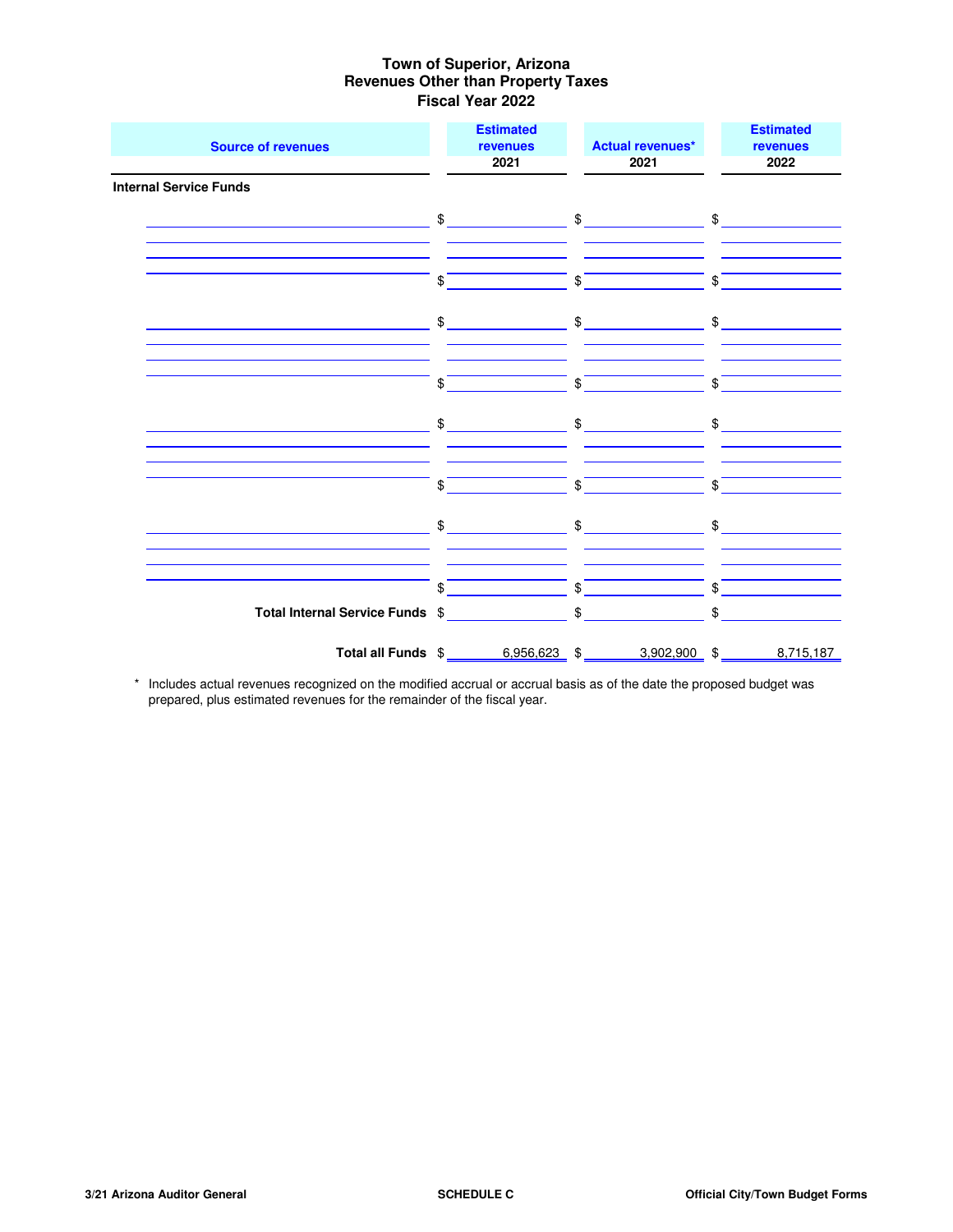# Town of Superior, Arizona
## Revenues Other than Property Taxes
### Fiscal Year 2022

| Source of revenues | Estimated revenues 2021 | Actual revenues* 2021 | Estimated revenues 2022 |
|---|---|---|---|
| **Internal Service Funds** | | | |
| | $ | $ | $ |
| | | | |
| | | | |
| | $ | $ | $ |
| | $ | $ | $ |
| | | | |
| | | | |
| | $ | $ | $ |
| | $ | $ | $ |
| | | | |
| | | | |
| | $ | $ | $ |
| | $ | $ | $ |
| | | | |
| | | | |
| | $ | $ | $ |
| **Total Internal Service Funds** | $ | $ | $ |
| **Total all Funds** | $ 6,956,623 | $ 3,902,900 | $ 8,715,187 |

\* Includes actual revenues recognized on the modified accrual or accrual basis as of the date the proposed budget was prepared, plus estimated revenues for the remainder of the fiscal year.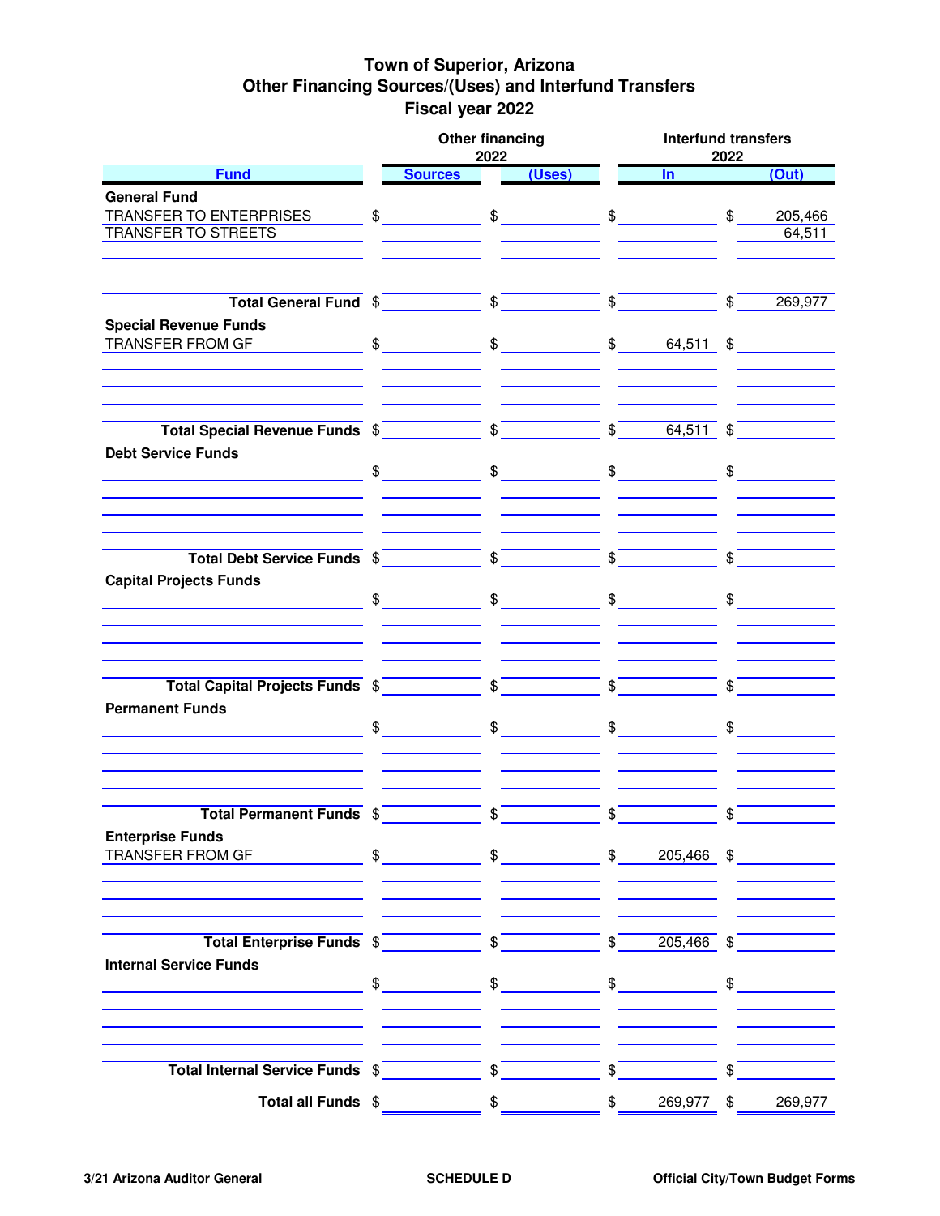# Town of Superior, Arizona
## Other Financing Sources/(Uses) and Interfund Transfers
## Fiscal year 2022

| Fund | Other financing 2022 Sources | Other financing 2022 (Uses) | Interfund transfers 2022 In | Interfund transfers 2022 (Out) |
|---|---|---|---|---|
| **General Fund** | | | | |
| TRANSFER TO ENTERPRISES | $ | $ | $ | $ 205,466 |
| TRANSFER TO STREETS | | | | 64,511 |
| **Total General Fund** | $ | $ | $ | $ 269,977 |
| **Special Revenue Funds** | | | | |
| TRANSFER FROM GF | $ | $ | $ 64,511 | $ |
| **Total Special Revenue Funds** | $ | $ | $ 64,511 | $ |
| **Debt Service Funds** | | | | |
| | $ | $ | $ | $ |
| **Total Debt Service Funds** | $ | $ | $ | $ |
| **Capital Projects Funds** | | | | |
| | $ | $ | $ | $ |
| **Total Capital Projects Funds** | $ | $ | $ | $ |
| **Permanent Funds** | | | | |
| | $ | $ | $ | $ |
| **Total Permanent Funds** | $ | $ | $ | $ |
| **Enterprise Funds** | | | | |
| TRANSFER FROM GF | $ | $ | $ 205,466 | $ |
| **Total Enterprise Funds** | $ | $ | $ 205,466 | $ |
| **Internal Service Funds** | | | | |
| | $ | $ | $ | $ |
| **Total Internal Service Funds** | $ | $ | $ | $ |
| **Total all Funds** | $ | $ | $ 269,977 | $ 269,977 |

3/21 Arizona Auditor General | SCHEDULE D | Official City/Town Budget Forms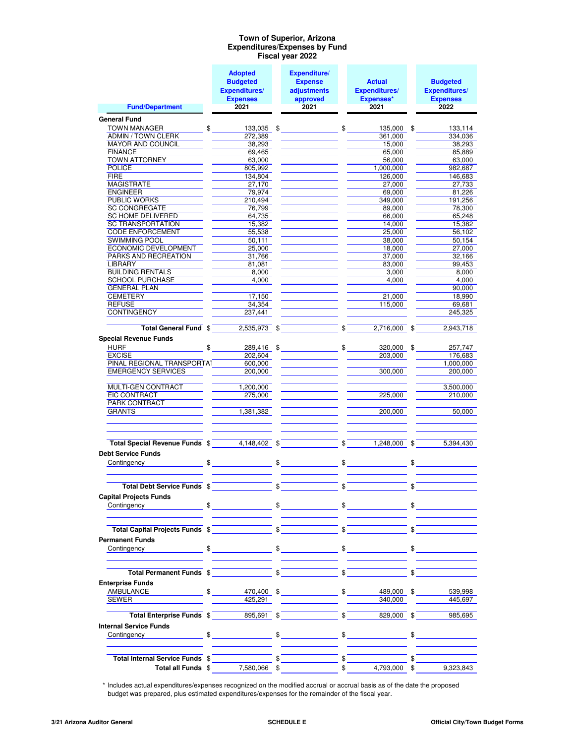# Town of Superior, Arizona
## Expenditures/Expenses by Fund
### Fiscal year 2022

| Fund/Department | Adopted Budgeted Expenditures/ Expenses 2021 | Expenditure/ Expense adjustments approved 2021 | Actual Expenditures/ Expenses* 2021 | Budgeted Expenditures/ Expenses 2022 |
|---|---|---|---|---|
| **General Fund** | | | | |
| TOWN MANAGER | $ 133,035 | $ | $ 135,000 | $ 133,114 |
| ADMIN / TOWN CLERK | 272,389 | | 361,000 | 334,036 |
| MAYOR AND COUNCIL | 38,293 | | 15,000 | 38,293 |
| FINANCE | 69,465 | | 65,000 | 85,889 |
| TOWN ATTORNEY | 63,000 | | 56,000 | 63,000 |
| POLICE | 805,992 | | 1,000,000 | 982,687 |
| FIRE | 134,804 | | 126,000 | 146,683 |
| MAGISTRATE | 27,170 | | 27,000 | 27,733 |
| ENGINEER | 79,974 | | 69,000 | 81,226 |
| PUBLIC WORKS | 210,494 | | 349,000 | 191,256 |
| SC CONGREGATE | 76,799 | | 89,000 | 78,300 |
| SC HOME DELIVERED | 64,735 | | 66,000 | 65,248 |
| SC TRANSPORTATION | 15,382 | | 14,000 | 15,382 |
| CODE ENFORCEMENT | 55,538 | | 25,000 | 56,102 |
| SWIMMING POOL | 50,111 | | 38,000 | 50,154 |
| ECONOMIC DEVELOPMENT | 25,000 | | 18,000 | 27,000 |
| PARKS AND RECREATION | 31,766 | | 37,000 | 32,166 |
| LIBRARY | 81,081 | | 83,000 | 99,453 |
| BUILDING RENTALS | 8,000 | | 3,000 | 8,000 |
| SCHOOL PURCHASE | 4,000 | | 4,000 | 4,000 |
| GENERAL PLAN | | | | 90,000 |
| CEMETERY | 17,150 | | 21,000 | 18,990 |
| REFUSE | 34,354 | | 115,000 | 69,681 |
| CONTINGENCY | 237,441 | | | 245,325 |
| **Total General Fund** | $ 2,535,973 | $ | $ 2,716,000 | $ 2,943,718 |
| **Special Revenue Funds** | | | | |
| HURF | $ 289,416 | $ | $ 320,000 | $ 257,747 |
| EXCISE | 202,604 | | 203,000 | 176,683 |
| PINAL REGIONAL TRANSPORTAT | 600,000 | | | 1,000,000 |
| EMERGENCY SERVICES | 200,000 | | 300,000 | 200,000 |
| MULTI-GEN CONTRACT | 1,200,000 | | | 3,500,000 |
| EIC CONTRACT | 275,000 | | 225,000 | 210,000 |
| PARK CONTRACT | | | | |
| GRANTS | 1,381,382 | | 200,000 | 50,000 |
| **Total Special Revenue Funds** | $ 4,148,402 | $ | $ 1,248,000 | $ 5,394,430 |
| **Debt Service Funds** | | | | |
| Contingency | $ | $ | $ | $ |
| **Total Debt Service Funds** | $ | $ | $ | $ |
| **Capital Projects Funds** | | | | |
| Contingency | $ | $ | $ | $ |
| **Total Capital Projects Funds** | $ | $ | $ | $ |
| **Permanent Funds** | | | | |
| Contingency | $ | $ | $ | $ |
| **Total Permanent Funds** | $ | $ | $ | $ |
| **Enterprise Funds** | | | | |
| AMBULANCE | $ 470,400 | $ | $ 489,000 | $ 539,998 |
| SEWER | 425,291 | | 340,000 | 445,697 |
| **Total Enterprise Funds** | $ 895,691 | $ | $ 829,000 | $ 985,695 |
| **Internal Service Funds** | | | | |
| Contingency | $ | $ | $ | $ |
| **Total Internal Service Funds** | $ | $ | $ | $ |
| **Total all Funds** | $ 7,580,066 | $ | $ 4,793,000 | $ 9,323,843 |

\* Includes actual expenditures/expenses recognized on the modified accrual or accrual basis as of the date the proposed budget was prepared, plus estimated expenditures/expenses for the remainder of the fiscal year.

3/21 Arizona Auditor General | SCHEDULE E | Official City/Town Budget Forms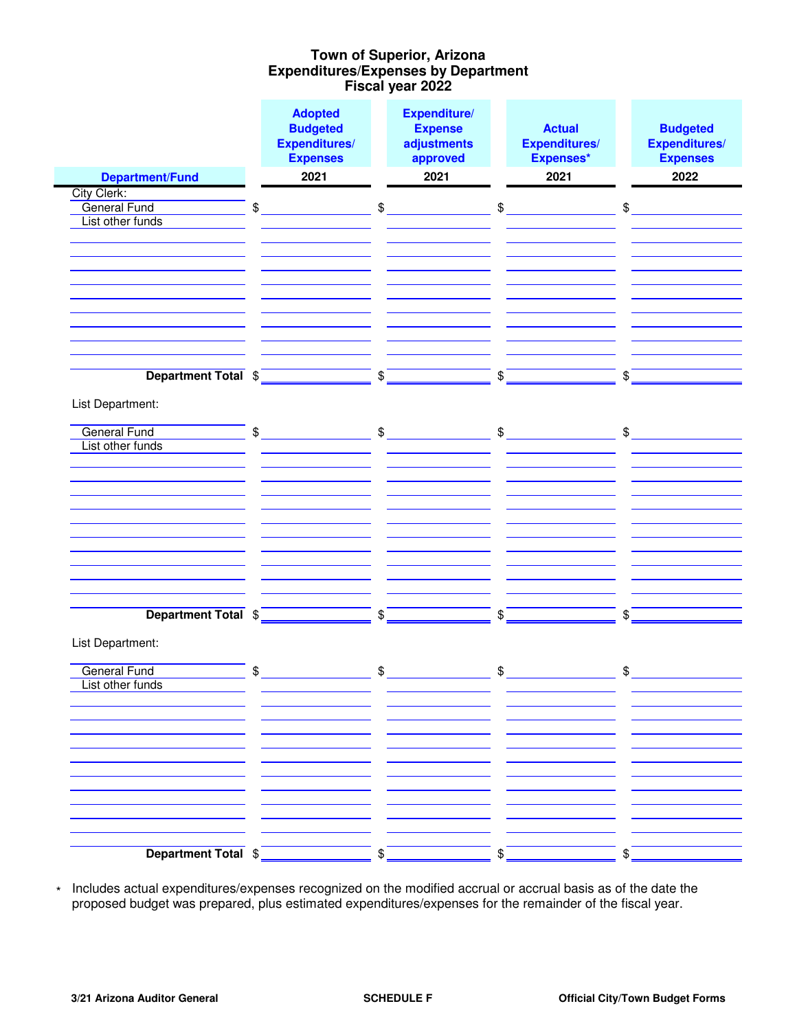# Town of Superior, Arizona
## Expenditures/Expenses by Department
### Fiscal year 2022

| Department/Fund | Adopted Budgeted Expenditures/ Expenses 2021 | Expenditure/ Expense adjustments approved 2021 | Actual Expenditures/ Expenses* 2021 | Budgeted Expenditures/ Expenses 2022 |
|---|---|---|---|---|
| City Clerk: | | | | |
| General Fund | $ | $ | $ | $ |
| List other funds | | | | |
| | | | | |
| | | | | |
| | | | | |
| | | | | |
| | | | | |
| | | | | |
| | | | | |
| | | | | |
| | | | | |
| **Department Total** | $ | $ | $ | $ |
| List Department: | | | | |
| General Fund | $ | $ | $ | $ |
| List other funds | | | | |
| | | | | |
| | | | | |
| | | | | |
| | | | | |
| | | | | |
| | | | | |
| | | | | |
| | | | | |
| | | | | |
| | | | | |
| **Department Total** | $ | $ | $ | $ |
| List Department: | | | | |
| General Fund | $ | $ | $ | $ |
| List other funds | | | | |
| | | | | |
| | | | | |
| | | | | |
| | | | | |
| | | | | |
| | | | | |
| | | | | |
| | | | | |
| | | | | |
| | | | | |
| **Department Total** | $ | $ | $ | $ |

* Includes actual expenditures/expenses recognized on the modified accrual or accrual basis as of the date the proposed budget was prepared, plus estimated expenditures/expenses for the remainder of the fiscal year.

3/21 Arizona Auditor General | SCHEDULE F | Official City/Town Budget Forms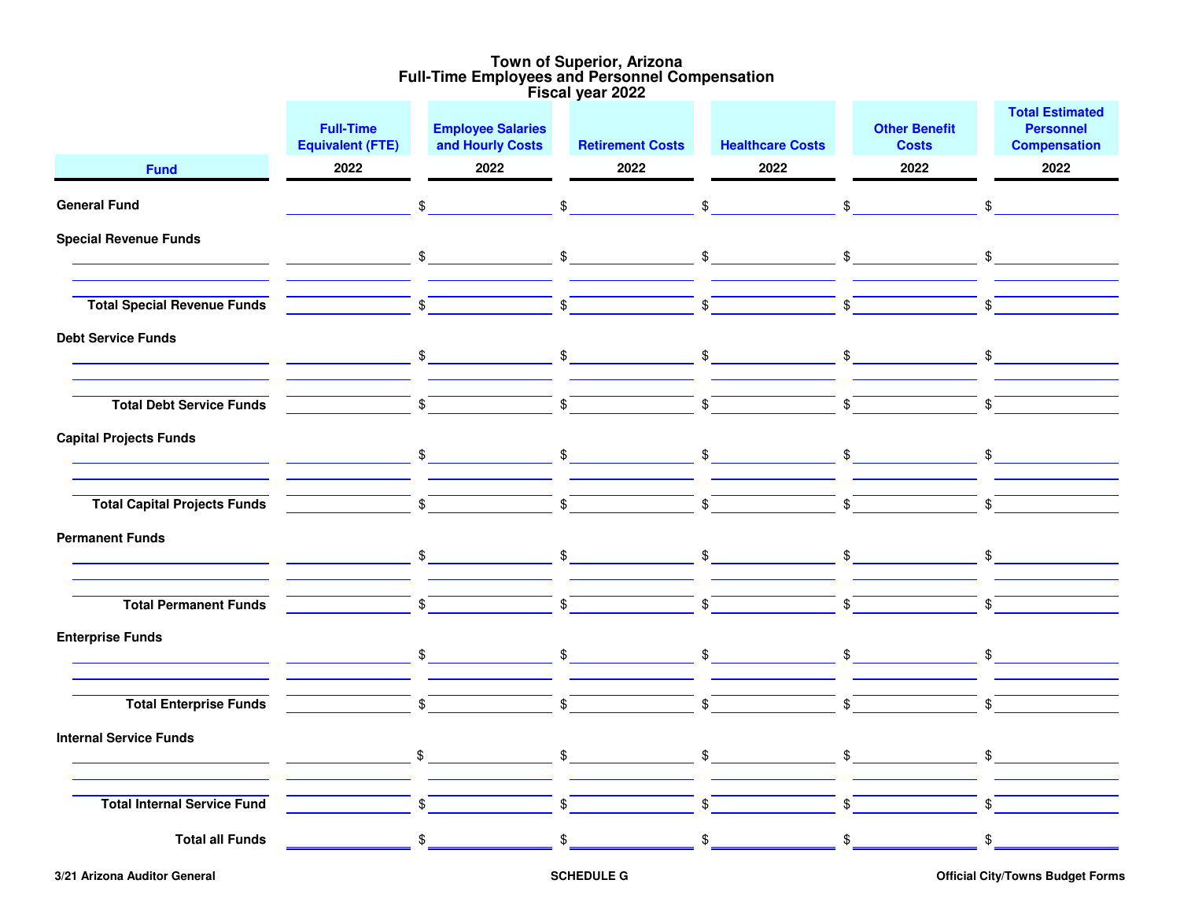# Town of Superior, Arizona
## Full-Time Employees and Personnel Compensation
### Fiscal year 2022

| Fund | Full-Time Equivalent (FTE) 2022 | Employee Salaries and Hourly Costs 2022 | Retirement Costs 2022 | Healthcare Costs 2022 | Other Benefit Costs 2022 | Total Estimated Personnel Compensation 2022 |
|---|---|---|---|---|---|---|
| **General Fund** | | $ | $ | $ | $ | $ |
| **Special Revenue Funds** | | | | | | |
| | | $ | $ | $ | $ | $ |
| | | | | | | |
| **Total Special Revenue Funds** | | $ | $ | $ | $ | $ |
| **Debt Service Funds** | | | | | | |
| | | $ | $ | $ | $ | $ |
| | | | | | | |
| **Total Debt Service Funds** | | $ | $ | $ | $ | $ |
| **Capital Projects Funds** | | | | | | |
| | | $ | $ | $ | $ | $ |
| | | | | | | |
| **Total Capital Projects Funds** | | $ | $ | $ | $ | $ |
| **Permanent Funds** | | | | | | |
| | | $ | $ | $ | $ | $ |
| | | | | | | |
| **Total Permanent Funds** | | $ | $ | $ | $ | $ |
| **Enterprise Funds** | | | | | | |
| | | $ | $ | $ | $ | $ |
| | | | | | | |
| **Total Enterprise Funds** | | $ | $ | $ | $ | $ |
| **Internal Service Funds** | | | | | | |
| | | $ | $ | $ | $ | $ |
| | | | | | | |
| **Total Internal Service Fund** | | $ | $ | $ | $ | $ |
| **Total all Funds** | | $ | $ | $ | $ | $ |

3/21 Arizona Auditor General | SCHEDULE G | Official City/Towns Budget Forms